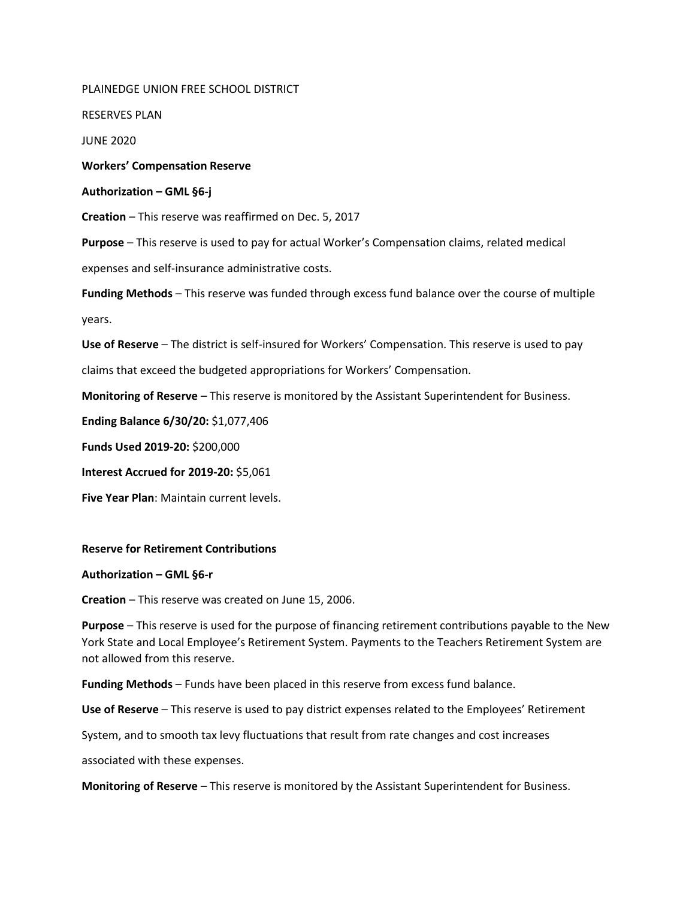PLAINEDGE UNION FREE SCHOOL DISTRICT

RESERVES PLAN

JUNE 2020

**Workers' Compensation Reserve**

**Authorization – GML §6-j**

**Creation** – This reserve was reaffirmed on Dec. 5, 2017

**Purpose** – This reserve is used to pay for actual Worker's Compensation claims, related medical expenses and self-insurance administrative costs.

**Funding Methods** – This reserve was funded through excess fund balance over the course of multiple years.

**Use of Reserve** – The district is self-insured for Workers' Compensation. This reserve is used to pay claims that exceed the budgeted appropriations for Workers' Compensation.

**Monitoring of Reserve** – This reserve is monitored by the Assistant Superintendent for Business.

**Ending Balance 6/30/20:** $1,077,406

**Funds Used 2019-20:** $200,000

**Interest Accrued for 2019-20:** $5,061

**Five Year Plan**: Maintain current levels.

**Reserve for Retirement Contributions**

**Authorization – GML §6-r**

**Creation** – This reserve was created on June 15, 2006.

**Purpose** – This reserve is used for the purpose of financing retirement contributions payable to the New York State and Local Employee's Retirement System. Payments to the Teachers Retirement System are not allowed from this reserve.

**Funding Methods** – Funds have been placed in this reserve from excess fund balance.

**Use of Reserve** – This reserve is used to pay district expenses related to the Employees' Retirement System, and to smooth tax levy fluctuations that result from rate changes and cost increases associated with these expenses.

**Monitoring of Reserve** – This reserve is monitored by the Assistant Superintendent for Business.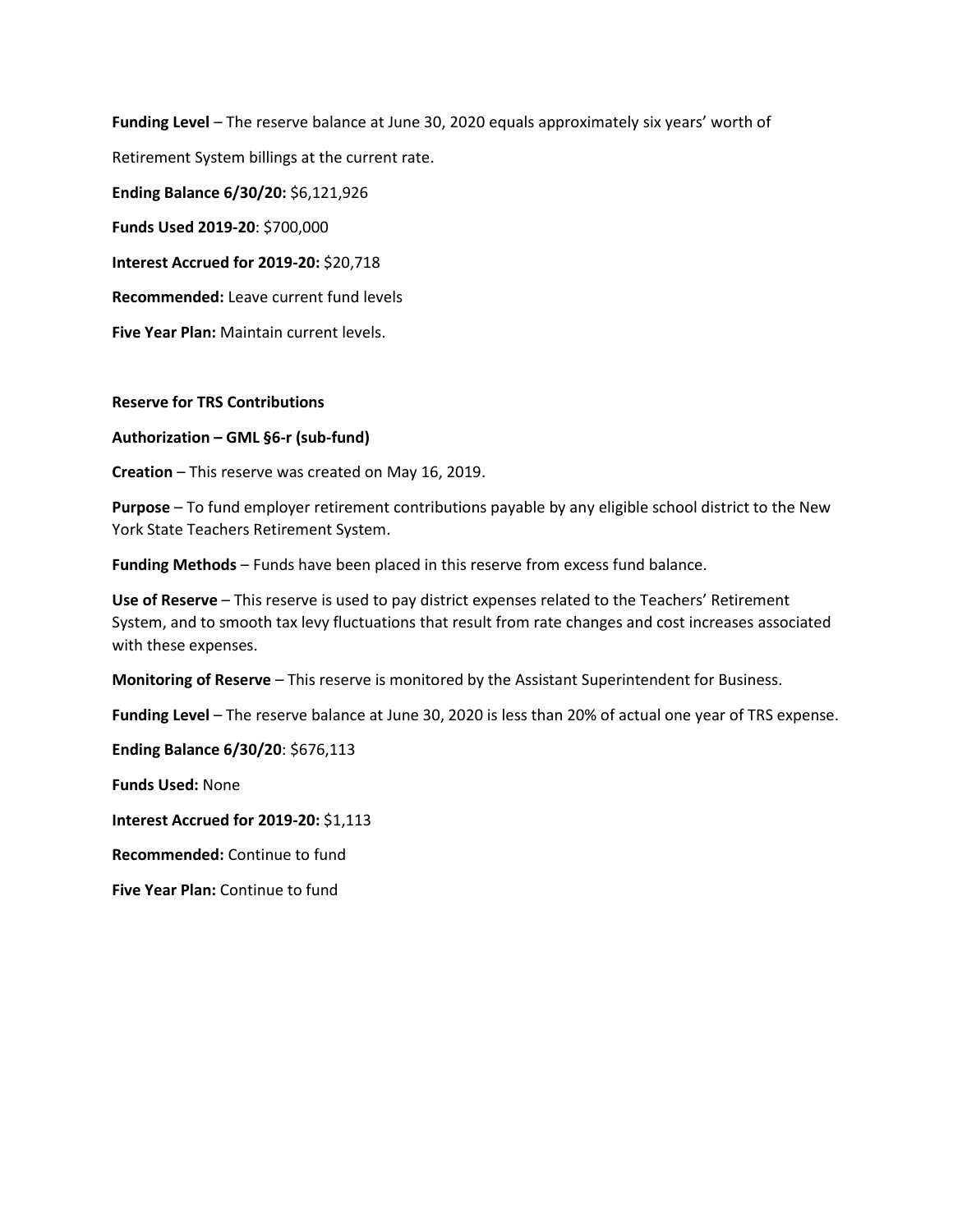**Funding Level** – The reserve balance at June 30, 2020 equals approximately six years' worth of Retirement System billings at the current rate.

**Ending Balance 6/30/20:** $6,121,926

**Funds Used 2019-20**: $700,000

**Interest Accrued for 2019-20:** $20,718

**Recommended:** Leave current fund levels

**Five Year Plan:** Maintain current levels.

**Reserve for TRS Contributions**

**Authorization – GML §6-r (sub-fund)**

**Creation** – This reserve was created on May 16, 2019.

**Purpose** – To fund employer retirement contributions payable by any eligible school district to the New York State Teachers Retirement System.

**Funding Methods** – Funds have been placed in this reserve from excess fund balance.

**Use of Reserve** – This reserve is used to pay district expenses related to the Teachers' Retirement System, and to smooth tax levy fluctuations that result from rate changes and cost increases associated with these expenses.

**Monitoring of Reserve** – This reserve is monitored by the Assistant Superintendent for Business.

**Funding Level** – The reserve balance at June 30, 2020 is less than 20% of actual one year of TRS expense.

**Ending Balance 6/30/20**: $676,113

**Funds Used:** None

**Interest Accrued for 2019-20:** $1,113

**Recommended:** Continue to fund

**Five Year Plan:** Continue to fund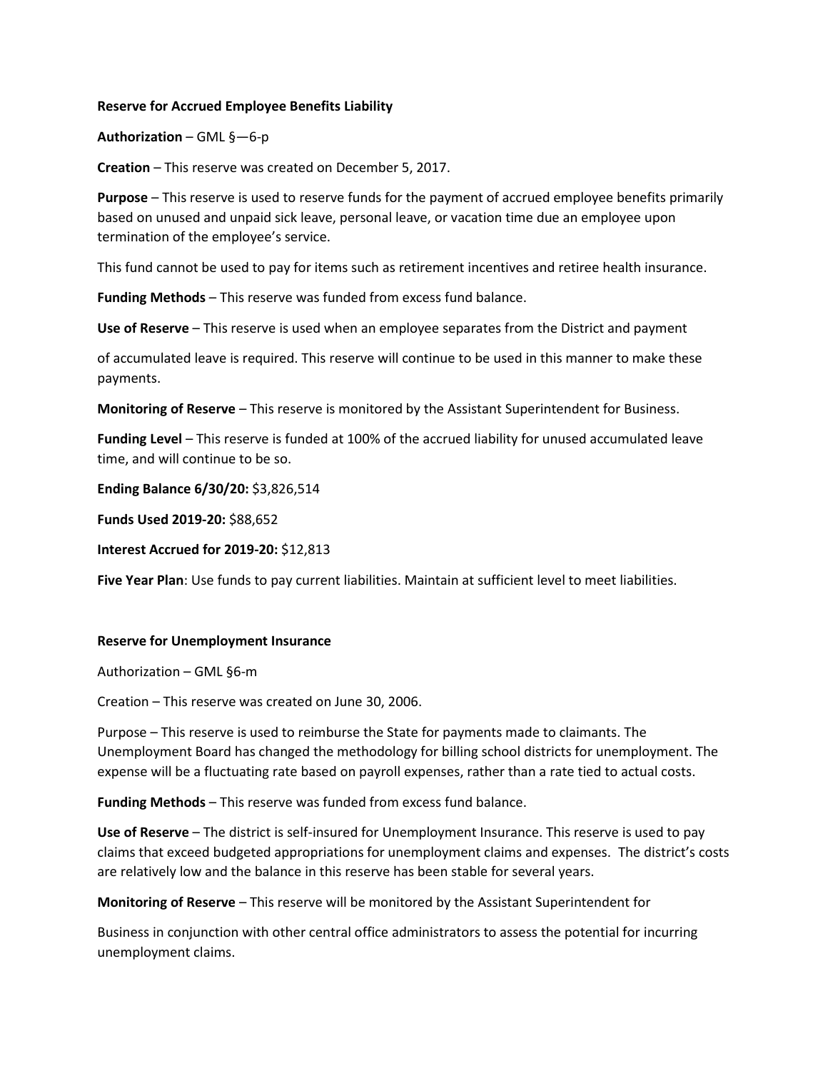**Reserve for Accrued Employee Benefits Liability**

**Authorization** – GML §—6-p

**Creation** – This reserve was created on December 5, 2017.

**Purpose** – This reserve is used to reserve funds for the payment of accrued employee benefits primarily based on unused and unpaid sick leave, personal leave, or vacation time due an employee upon termination of the employee's service.

This fund cannot be used to pay for items such as retirement incentives and retiree health insurance.

**Funding Methods** – This reserve was funded from excess fund balance.

**Use of Reserve** – This reserve is used when an employee separates from the District and payment

of accumulated leave is required. This reserve will continue to be used in this manner to make these payments.

**Monitoring of Reserve** – This reserve is monitored by the Assistant Superintendent for Business.

**Funding Level** – This reserve is funded at 100% of the accrued liability for unused accumulated leave time, and will continue to be so.

**Ending Balance 6/30/20:** $3,826,514

**Funds Used 2019-20:** $88,652

**Interest Accrued for 2019-20:** $12,813

**Five Year Plan**: Use funds to pay current liabilities. Maintain at sufficient level to meet liabilities.

**Reserve for Unemployment Insurance**

Authorization – GML §6-m

Creation – This reserve was created on June 30, 2006.

Purpose – This reserve is used to reimburse the State for payments made to claimants. The Unemployment Board has changed the methodology for billing school districts for unemployment. The expense will be a fluctuating rate based on payroll expenses, rather than a rate tied to actual costs.

**Funding Methods** – This reserve was funded from excess fund balance.

**Use of Reserve** – The district is self-insured for Unemployment Insurance. This reserve is used to pay claims that exceed budgeted appropriations for unemployment claims and expenses. The district's costs are relatively low and the balance in this reserve has been stable for several years.

**Monitoring of Reserve** – This reserve will be monitored by the Assistant Superintendent for

Business in conjunction with other central office administrators to assess the potential for incurring unemployment claims.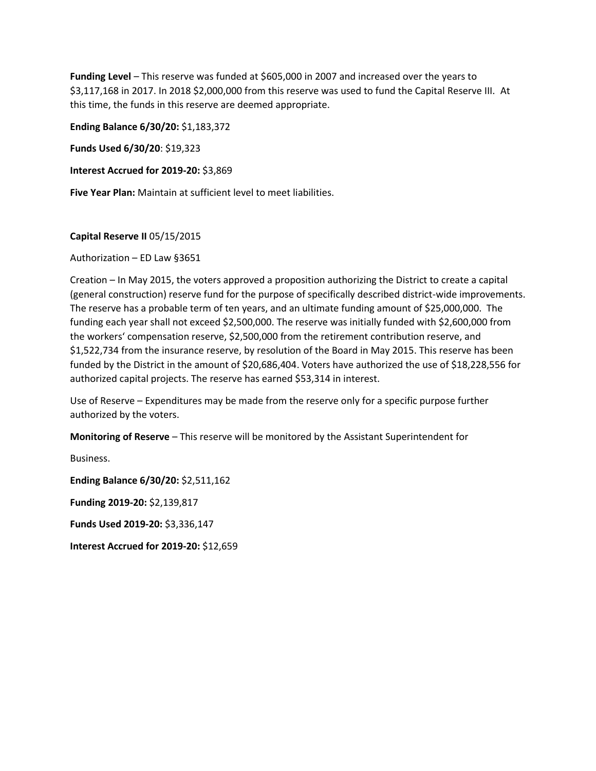**Funding Level** – This reserve was funded at $605,000 in 2007 and increased over the years to $3,117,168 in 2017. In 2018 $2,000,000 from this reserve was used to fund the Capital Reserve III. At this time, the funds in this reserve are deemed appropriate.

**Ending Balance 6/30/20:** $1,183,372

**Funds Used 6/30/20**: $19,323

**Interest Accrued for 2019-20:** $3,869

**Five Year Plan:** Maintain at sufficient level to meet liabilities.

**Capital Reserve II** 05/15/2015

Authorization – ED Law §3651

Creation – In May 2015, the voters approved a proposition authorizing the District to create a capital (general construction) reserve fund for the purpose of specifically described district-wide improvements. The reserve has a probable term of ten years, and an ultimate funding amount of $25,000,000. The funding each year shall not exceed $2,500,000. The reserve was initially funded with $2,600,000 from the workers' compensation reserve, $2,500,000 from the retirement contribution reserve, and $1,522,734 from the insurance reserve, by resolution of the Board in May 2015. This reserve has been funded by the District in the amount of $20,686,404. Voters have authorized the use of $18,228,556 for authorized capital projects. The reserve has earned $53,314 in interest.

Use of Reserve – Expenditures may be made from the reserve only for a specific purpose further authorized by the voters.

**Monitoring of Reserve** – This reserve will be monitored by the Assistant Superintendent for

Business.

**Ending Balance 6/30/20:** $2,511,162

**Funding 2019-20:** $2,139,817

**Funds Used 2019-20:** $3,336,147

**Interest Accrued for 2019-20:** $12,659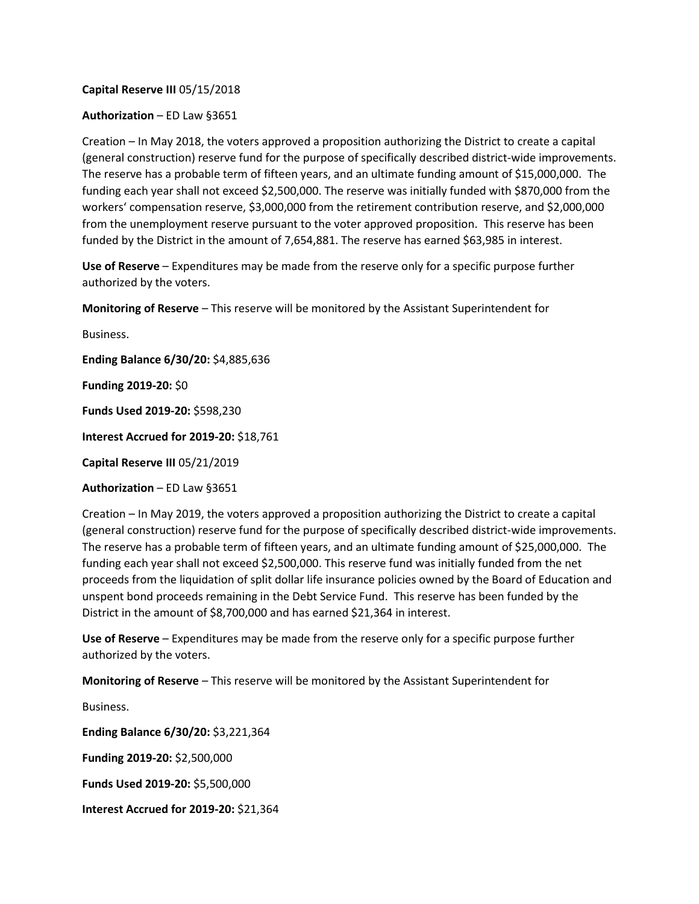**Capital Reserve III** 05/15/2018

**Authorization** – ED Law §3651

Creation – In May 2018, the voters approved a proposition authorizing the District to create a capital (general construction) reserve fund for the purpose of specifically described district-wide improvements. The reserve has a probable term of fifteen years, and an ultimate funding amount of $15,000,000. The funding each year shall not exceed $2,500,000. The reserve was initially funded with $870,000 from the workers' compensation reserve, $3,000,000 from the retirement contribution reserve, and $2,000,000 from the unemployment reserve pursuant to the voter approved proposition. This reserve has been funded by the District in the amount of 7,654,881. The reserve has earned $63,985 in interest.

**Use of Reserve** – Expenditures may be made from the reserve only for a specific purpose further authorized by the voters.

**Monitoring of Reserve** – This reserve will be monitored by the Assistant Superintendent for

Business.

**Ending Balance 6/30/20:** $4,885,636

**Funding 2019-20:** $0

**Funds Used 2019-20:** $598,230

**Interest Accrued for 2019-20:** $18,761

**Capital Reserve III** 05/21/2019

**Authorization** – ED Law §3651

Creation – In May 2019, the voters approved a proposition authorizing the District to create a capital (general construction) reserve fund for the purpose of specifically described district-wide improvements. The reserve has a probable term of fifteen years, and an ultimate funding amount of $25,000,000. The funding each year shall not exceed $2,500,000. This reserve fund was initially funded from the net proceeds from the liquidation of split dollar life insurance policies owned by the Board of Education and unspent bond proceeds remaining in the Debt Service Fund. This reserve has been funded by the District in the amount of $8,700,000 and has earned $21,364 in interest.

**Use of Reserve** – Expenditures may be made from the reserve only for a specific purpose further authorized by the voters.

**Monitoring of Reserve** – This reserve will be monitored by the Assistant Superintendent for

Business.

**Ending Balance 6/30/20:** $3,221,364

**Funding 2019-20:** $2,500,000

**Funds Used 2019-20:** $5,500,000

**Interest Accrued for 2019-20:** $21,364